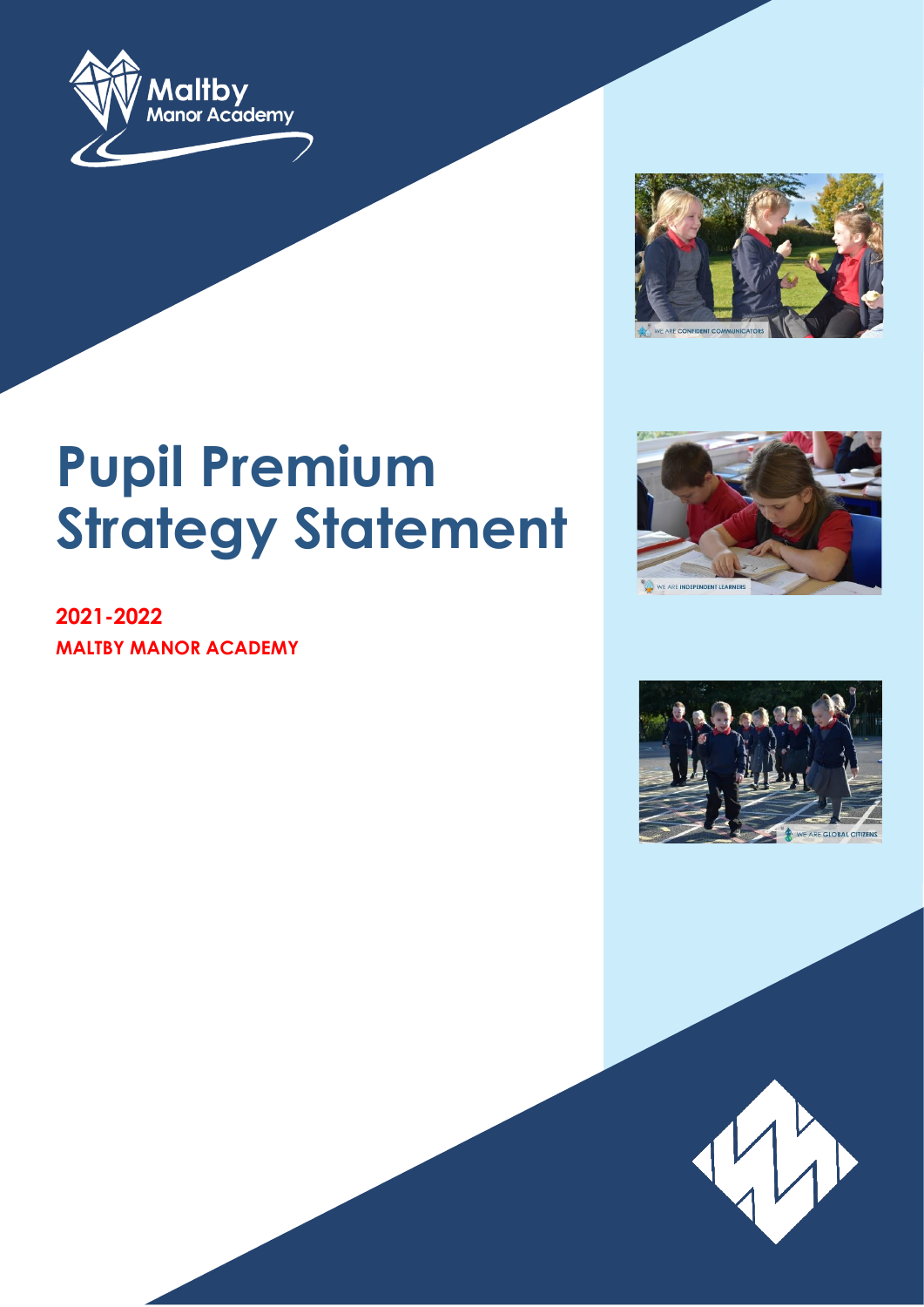Maltby Manor Academy

# Pupil Premium Strategy Statement

**2021-2022**

**MALTBY MANOR ACADEMY**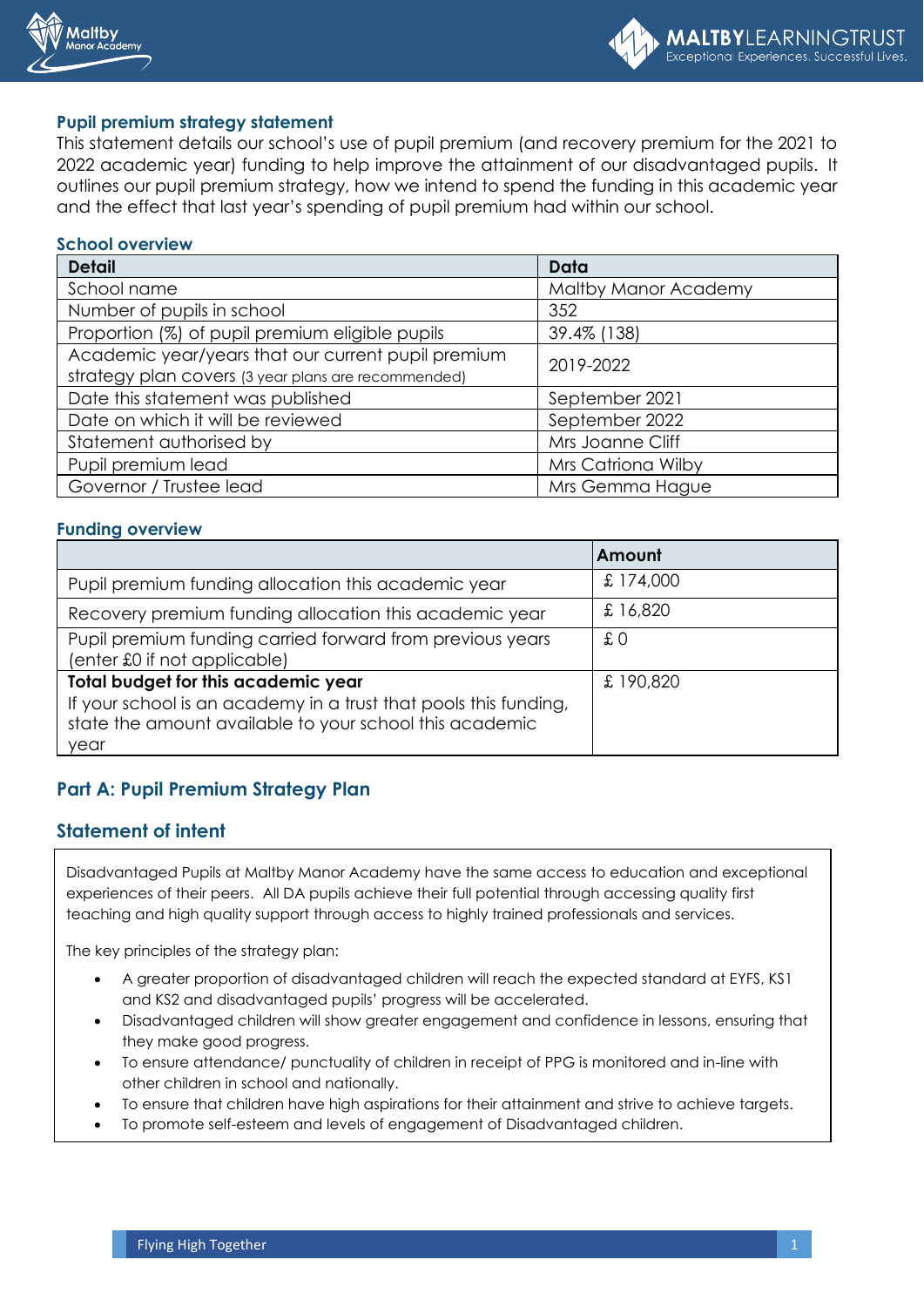## Pupil premium strategy statement

This statement details our school's use of pupil premium (and recovery premium for the 2021 to 2022 academic year) funding to help improve the attainment of our disadvantaged pupils. It outlines our pupil premium strategy, how we intend to spend the funding in this academic year and the effect that last year's spending of pupil premium had within our school.

### School overview

| Detail | Data |
|---|---|
| School name | Maltby Manor Academy |
| Number of pupils in school | 352 |
| Proportion (%) of pupil premium eligible pupils | 39.4% (138) |
| Academic year/years that our current pupil premium strategy plan covers (3 year plans are recommended) | 2019-2022 |
| Date this statement was published | September 2021 |
| Date on which it will be reviewed | September 2022 |
| Statement authorised by | Mrs Joanne Cliff |
| Pupil premium lead | Mrs Catriona Wilby |
| Governor / Trustee lead | Mrs Gemma Hague |

### Funding overview

| | Amount |
|---|---|
| Pupil premium funding allocation this academic year | £ 174,000 |
| Recovery premium funding allocation this academic year | £ 16,820 |
| Pupil premium funding carried forward from previous years (enter £0 if not applicable) | £ 0 |
| **Total budget for this academic year** If your school is an academy in a trust that pools this funding, state the amount available to your school this academic year | £ 190,820 |

## Part A: Pupil Premium Strategy Plan

### Statement of intent

Disadvantaged Pupils at Maltby Manor Academy have the same access to education and exceptional experiences of their peers. All DA pupils achieve their full potential through accessing quality first teaching and high quality support through access to highly trained professionals and services.

The key principles of the strategy plan:

- A greater proportion of disadvantaged children will reach the expected standard at EYFS, KS1 and KS2 and disadvantaged pupils' progress will be accelerated.
- Disadvantaged children will show greater engagement and confidence in lessons, ensuring that they make good progress.
- To ensure attendance/ punctuality of children in receipt of PPG is monitored and in-line with other children in school and nationally.
- To ensure that children have high aspirations for their attainment and strive to achieve targets.
- To promote self-esteem and levels of engagement of Disadvantaged children.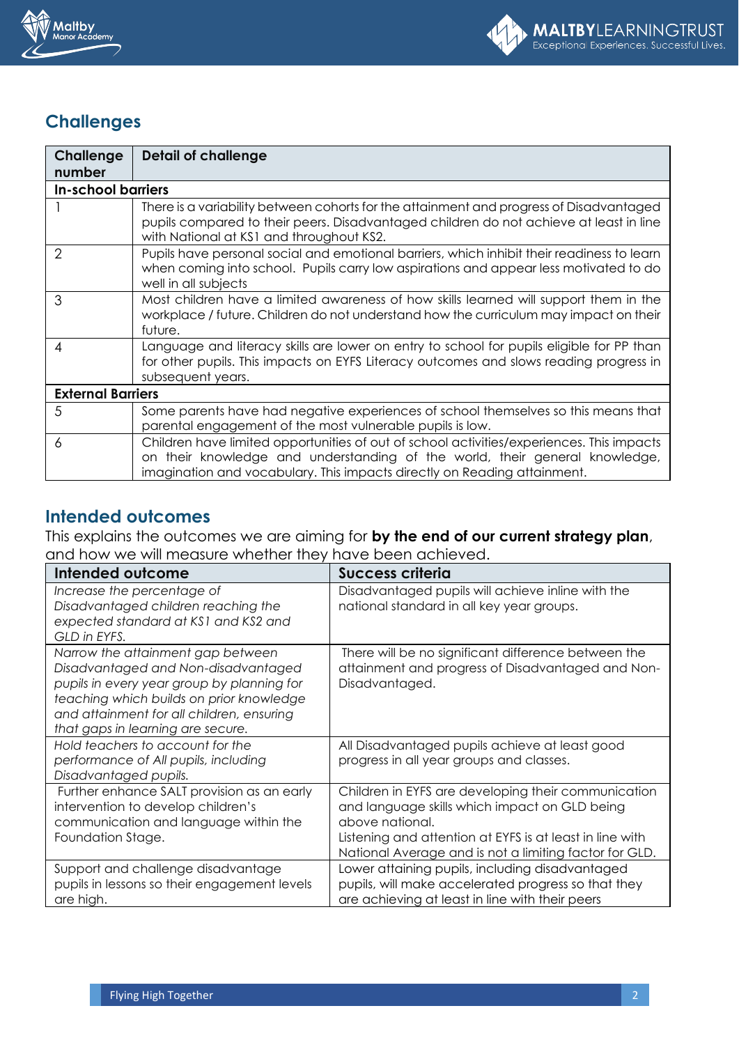## Challenges

| Challenge number | Detail of challenge |
| --- | --- |
| **In-school barriers** | |
| 1 | There is a variability between cohorts for the attainment and progress of Disadvantaged pupils compared to their peers. Disadvantaged children do not achieve at least in line with National at KS1 and throughout KS2. |
| 2 | Pupils have personal social and emotional barriers, which inhibit their readiness to learn when coming into school. Pupils carry low aspirations and appear less motivated to do well in all subjects |
| 3 | Most children have a limited awareness of how skills learned will support them in the workplace / future. Children do not understand how the curriculum may impact on their future. |
| 4 | Language and literacy skills are lower on entry to school for pupils eligible for PP than for other pupils. This impacts on EYFS Literacy outcomes and slows reading progress in subsequent years. |
| **External Barriers** | |
| 5 | Some parents have had negative experiences of school themselves so this means that parental engagement of the most vulnerable pupils is low. |
| 6 | Children have limited opportunities of out of school activities/experiences. This impacts on their knowledge and understanding of the world, their general knowledge, imagination and vocabulary. This impacts directly on Reading attainment. |

## Intended outcomes

This explains the outcomes we are aiming for **by the end of our current strategy plan**, and how we will measure whether they have been achieved.

| Intended outcome | Success criteria |
| --- | --- |
| *Increase the percentage of Disadvantaged children reaching the expected standard at KS1 and KS2 and GLD in EYFS.* | Disadvantaged pupils will achieve inline with the national standard in all key year groups. |
| *Narrow the attainment gap between Disadvantaged and Non-disadvantaged pupils in every year group by planning for teaching which builds on prior knowledge and attainment for all children, ensuring that gaps in learning are secure.* | There will be no significant difference between the attainment and progress of Disadvantaged and Non-Disadvantaged. |
| *Hold teachers to account for the performance of All pupils, including Disadvantaged pupils.* | All Disadvantaged pupils achieve at least good progress in all year groups and classes. |
| Further enhance SALT provision as an early intervention to develop children's communication and language within the Foundation Stage. | Children in EYFS are developing their communication and language skills which impact on GLD being above national.<br>Listening and attention at EYFS is at least in line with National Average and is not a limiting factor for GLD. |
| Support and challenge disadvantage pupils in lessons so their engagement levels are high. | Lower attaining pupils, including disadvantaged pupils, will make accelerated progress so that they are achieving at least in line with their peers |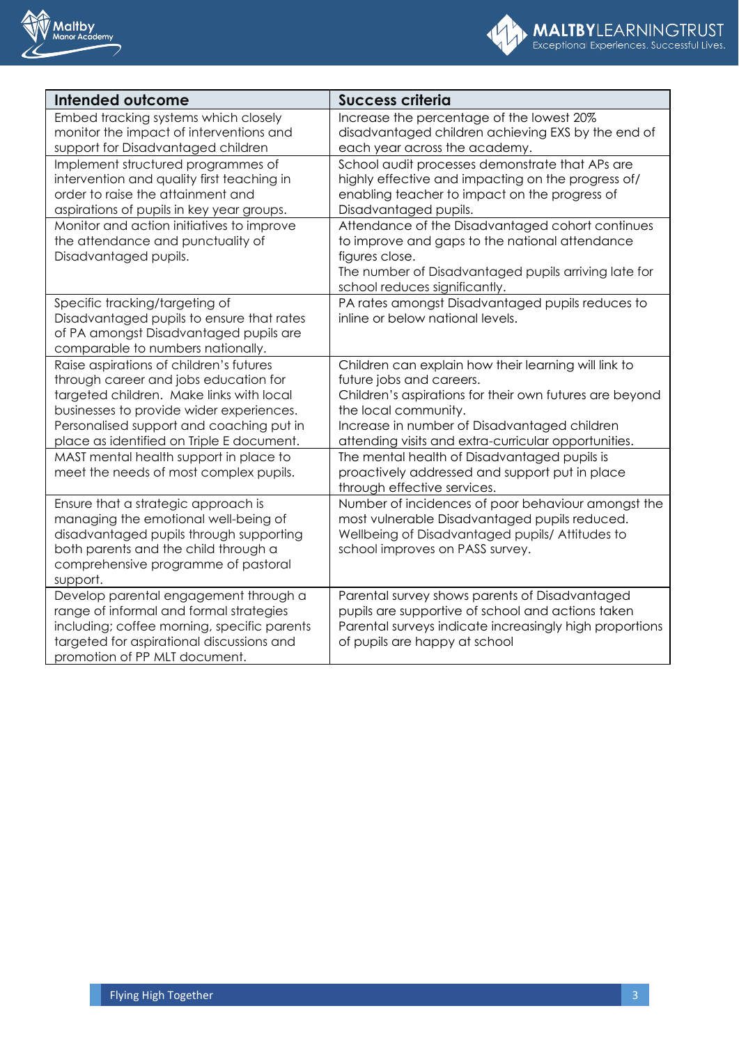| Intended outcome | Success criteria |
|---|---|
| Embed tracking systems which closely monitor the impact of interventions and support for Disadvantaged children | Increase the percentage of the lowest 20% disadvantaged children achieving EXS by the end of each year across the academy. |
| Implement structured programmes of intervention and quality first teaching in order to raise the attainment and aspirations of pupils in key year groups. | School audit processes demonstrate that APs are highly effective and impacting on the progress of/ enabling teacher to impact on the progress of Disadvantaged pupils. |
| Monitor and action initiatives to improve the attendance and punctuality of Disadvantaged pupils. | Attendance of the Disadvantaged cohort continues to improve and gaps to the national attendance figures close.<br>The number of Disadvantaged pupils arriving late for school reduces significantly. |
| Specific tracking/targeting of Disadvantaged pupils to ensure that rates of PA amongst Disadvantaged pupils are comparable to numbers nationally. | PA rates amongst Disadvantaged pupils reduces to inline or below national levels. |
| Raise aspirations of children's futures through career and jobs education for targeted children. Make links with local businesses to provide wider experiences. Personalised support and coaching put in place as identified on Triple E document. | Children can explain how their learning will link to future jobs and careers.<br>Children's aspirations for their own futures are beyond the local community.<br>Increase in number of Disadvantaged children attending visits and extra-curricular opportunities. |
| MAST mental health support in place to meet the needs of most complex pupils. | The mental health of Disadvantaged pupils is proactively addressed and support put in place through effective services. |
| Ensure that a strategic approach is managing the emotional well-being of disadvantaged pupils through supporting both parents and the child through a comprehensive programme of pastoral support. | Number of incidences of poor behaviour amongst the most vulnerable Disadvantaged pupils reduced.<br>Wellbeing of Disadvantaged pupils/ Attitudes to school improves on PASS survey. |
| Develop parental engagement through a range of informal and formal strategies including; coffee morning, specific parents targeted for aspirational discussions and promotion of PP MLT document. | Parental survey shows parents of Disadvantaged pupils are supportive of school and actions taken<br>Parental surveys indicate increasingly high proportions of pupils are happy at school |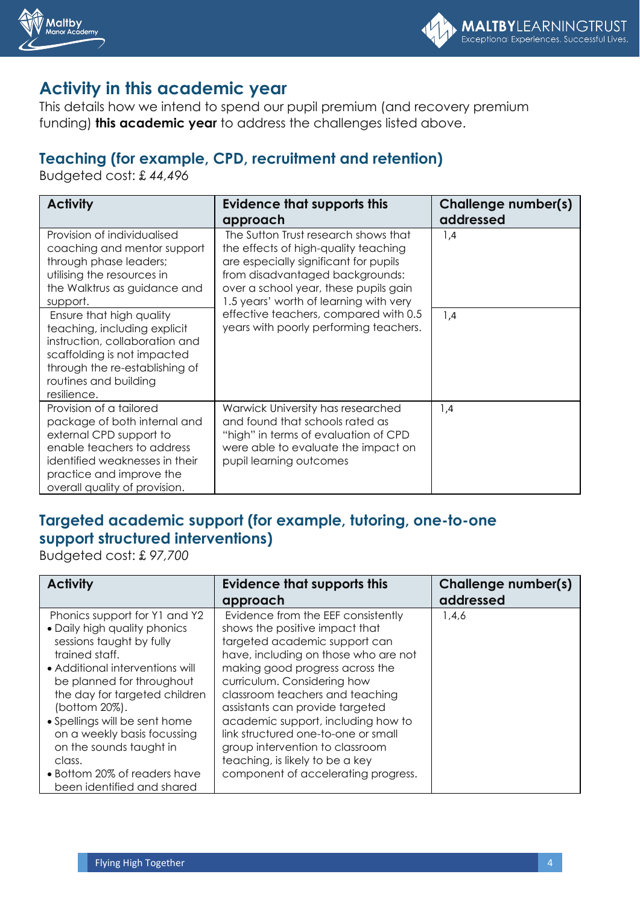## Activity in this academic year

This details how we intend to spend our pupil premium (and recovery premium funding) **this academic year** to address the challenges listed above.

### Teaching (for example, CPD, recruitment and retention)

Budgeted cost: £ *44,496*

| Activity | Evidence that supports this approach | Challenge number(s) addressed |
|---|---|---|
| Provision of individualised coaching and mentor support through phase leaders; utilising the resources in the Walktrus as guidance and support. | The Sutton Trust research shows that the effects of high-quality teaching are especially significant for pupils from disadvantaged backgrounds: over a school year, these pupils gain 1.5 years' worth of learning with very effective teachers, compared with 0.5 years with poorly performing teachers. | 1,4 |
| Ensure that high quality teaching, including explicit instruction, collaboration and scaffolding is not impacted through the re-establishing of routines and building resilience. | | 1,4 |
| Provision of a tailored package of both internal and external CPD support to enable teachers to address identified weaknesses in their practice and improve the overall quality of provision. | Warwick University has researched and found that schools rated as "high" in terms of evaluation of CPD were able to evaluate the impact on pupil learning outcomes | 1,4 |

### Targeted academic support (for example, tutoring, one-to-one support structured interventions)

Budgeted cost: £ *97,700*

| Activity | Evidence that supports this approach | Challenge number(s) addressed |
|---|---|---|
| Phonics support for Y1 and Y2<br>• Daily high quality phonics sessions taught by fully trained staff.<br>• Additional interventions will be planned for throughout the day for targeted children (bottom 20%).<br>• Spellings will be sent home on a weekly basis focussing on the sounds taught in class.<br>• Bottom 20% of readers have been identified and shared | Evidence from the EEF consistently shows the positive impact that targeted academic support can have, including on those who are not making good progress across the curriculum. Considering how classroom teachers and teaching assistants can provide targeted academic support, including how to link structured one-to-one or small group intervention to classroom teaching, is likely to be a key component of accelerating progress. | 1,4,6 |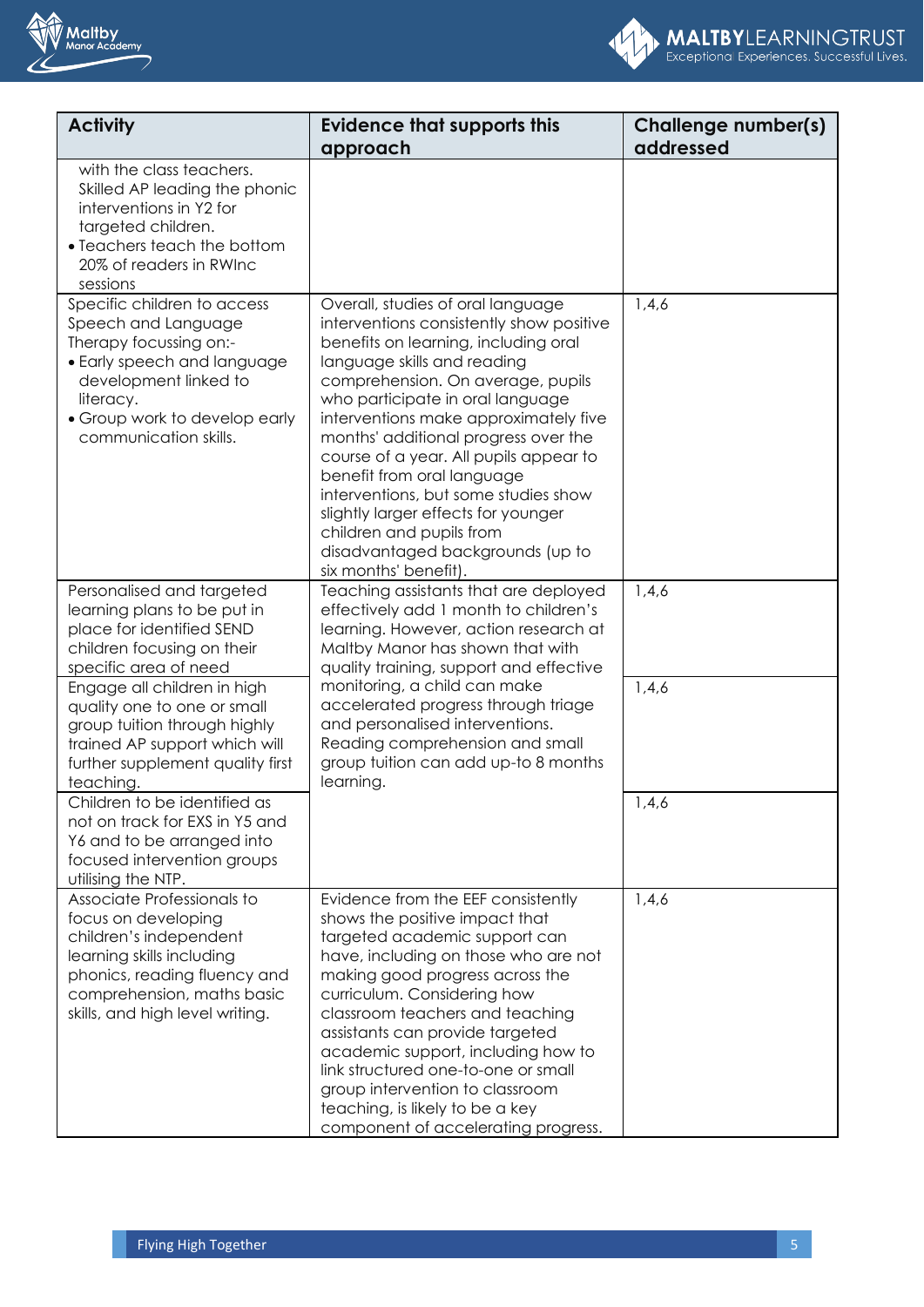| Activity | Evidence that supports this approach | Challenge number(s) addressed |
|---|---|---|
| with the class teachers. Skilled AP leading the phonic interventions in Y2 for targeted children. • Teachers teach the bottom 20% of readers in RWInc sessions | | |
| Specific children to access Speech and Language Therapy focussing on:- • Early speech and language development linked to literacy. • Group work to develop early communication skills. | Overall, studies of oral language interventions consistently show positive benefits on learning, including oral language skills and reading comprehension. On average, pupils who participate in oral language interventions make approximately five months' additional progress over the course of a year. All pupils appear to benefit from oral language interventions, but some studies show slightly larger effects for younger children and pupils from disadvantaged backgrounds (up to six months' benefit). | 1,4,6 |
| Personalised and targeted learning plans to be put in place for identified SEND children focusing on their specific area of need | Teaching assistants that are deployed effectively add 1 month to children's learning. However, action research at Maltby Manor has shown that with quality training, support and effective monitoring, a child can make accelerated progress through triage and personalised interventions. Reading comprehension and small group tuition can add up-to 8 months learning. | 1,4,6 |
| Engage all children in high quality one to one or small group tuition through highly trained AP support which will further supplement quality first teaching. | | 1,4,6 |
| Children to be identified as not on track for EXS in Y5 and Y6 and to be arranged into focused intervention groups utilising the NTP. | | 1,4,6 |
| Associate Professionals to focus on developing children's independent learning skills including phonics, reading fluency and comprehension, maths basic skills, and high level writing. | Evidence from the EEF consistently shows the positive impact that targeted academic support can have, including on those who are not making good progress across the curriculum. Considering how classroom teachers and teaching assistants can provide targeted academic support, including how to link structured one-to-one or small group intervention to classroom teaching, is likely to be a key component of accelerating progress. | 1,4,6 |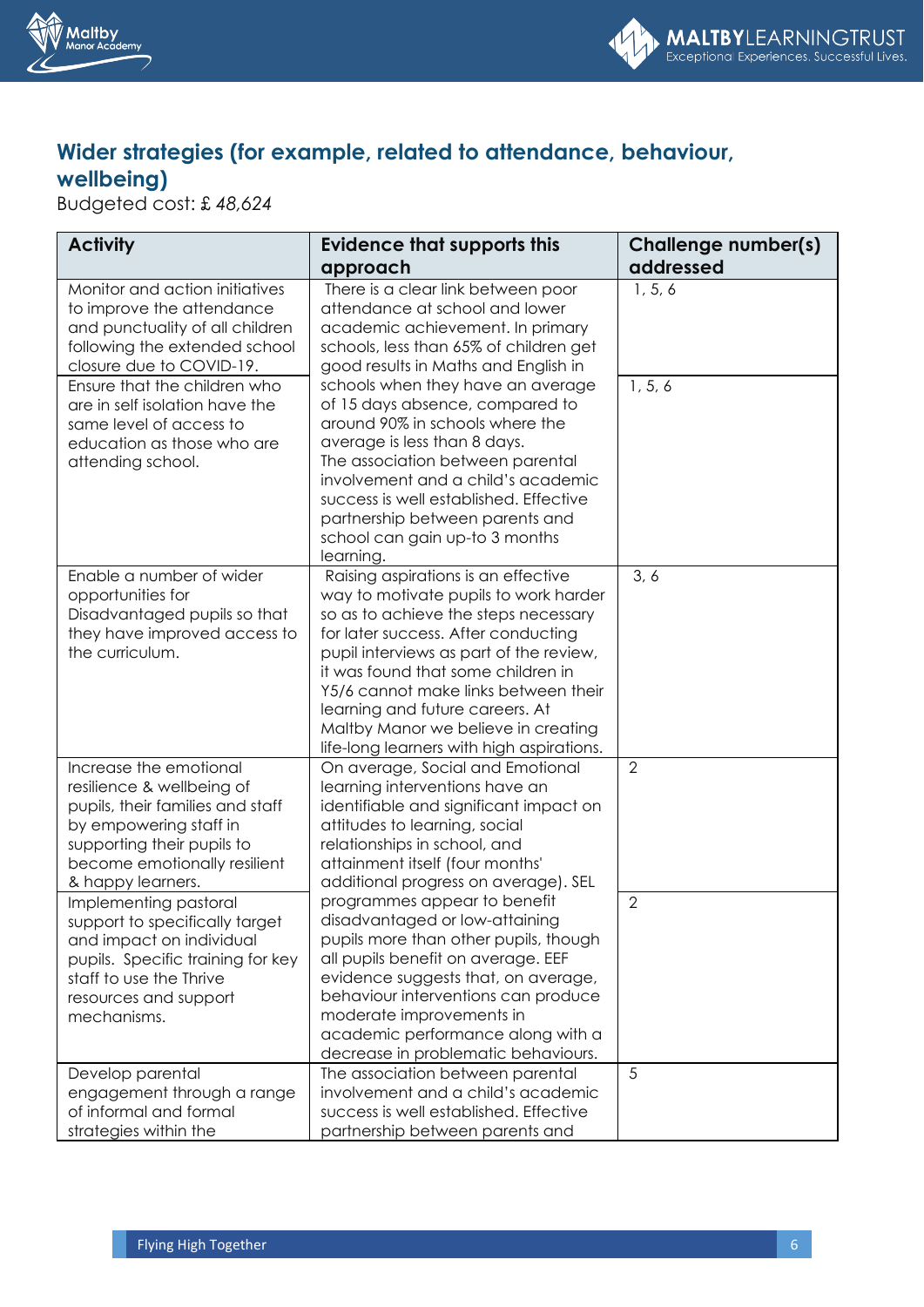## Wider strategies (for example, related to attendance, behaviour, wellbeing)

Budgeted cost: £ *48,624*

| Activity | Evidence that supports this approach | Challenge number(s) addressed |
|---|---|---|
| Monitor and action initiatives to improve the attendance and punctuality of all children following the extended school closure due to COVID-19. | There is a clear link between poor attendance at school and lower academic achievement. In primary schools, less than 65% of children get good results in Maths and English in schools when they have an average of 15 days absence, compared to around 90% in schools where the average is less than 8 days. The association between parental involvement and a child's academic success is well established. Effective partnership between parents and school can gain up-to 3 months learning. | 1, 5, 6 |
| Ensure that the children who are in self isolation have the same level of access to education as those who are attending school. | | 1, 5, 6 |
| Enable a number of wider opportunities for Disadvantaged pupils so that they have improved access to the curriculum. | Raising aspirations is an effective way to motivate pupils to work harder so as to achieve the steps necessary for later success. After conducting pupil interviews as part of the review, it was found that some children in Y5/6 cannot make links between their learning and future careers. At Maltby Manor we believe in creating life-long learners with high aspirations. | 3, 6 |
| Increase the emotional resilience & wellbeing of pupils, their families and staff by empowering staff in supporting their pupils to become emotionally resilient & happy learners. | On average, Social and Emotional learning interventions have an identifiable and significant impact on attitudes to learning, social relationships in school, and attainment itself (four months' additional progress on average). SEL programmes appear to benefit disadvantaged or low-attaining pupils more than other pupils, though all pupils benefit on average. EEF evidence suggests that, on average, behaviour interventions can produce moderate improvements in academic performance along with a decrease in problematic behaviours. | 2 |
| Implementing pastoral support to specifically target and impact on individual pupils. Specific training for key staff to use the Thrive resources and support mechanisms. | | 2 |
| Develop parental engagement through a range of informal and formal strategies within the | The association between parental involvement and a child's academic success is well established. Effective partnership between parents and | 5 |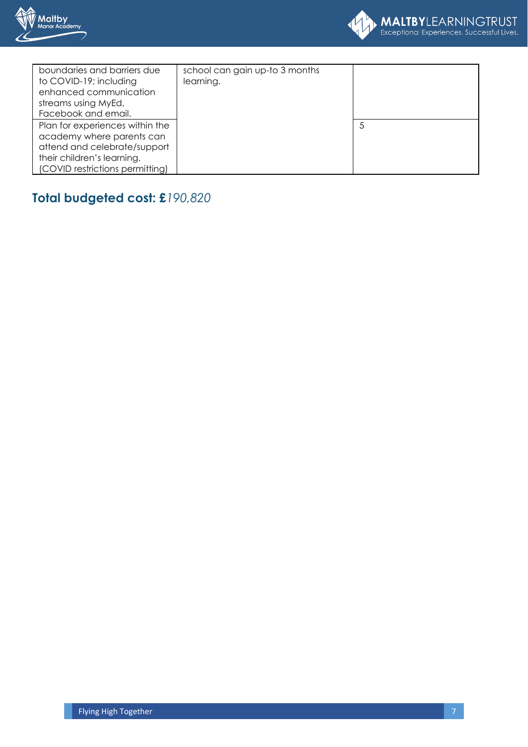| | | |
|---|---|---|
| boundaries and barriers due to COVID-19; including enhanced communication streams using MyEd, Facebook and email. | school can gain up-to 3 months learning. | |
| Plan for experiences within the academy where parents can attend and celebrate/support their children's learning. (COVID restrictions permitting) | | 5 |

**Total budgeted cost: £***190,820*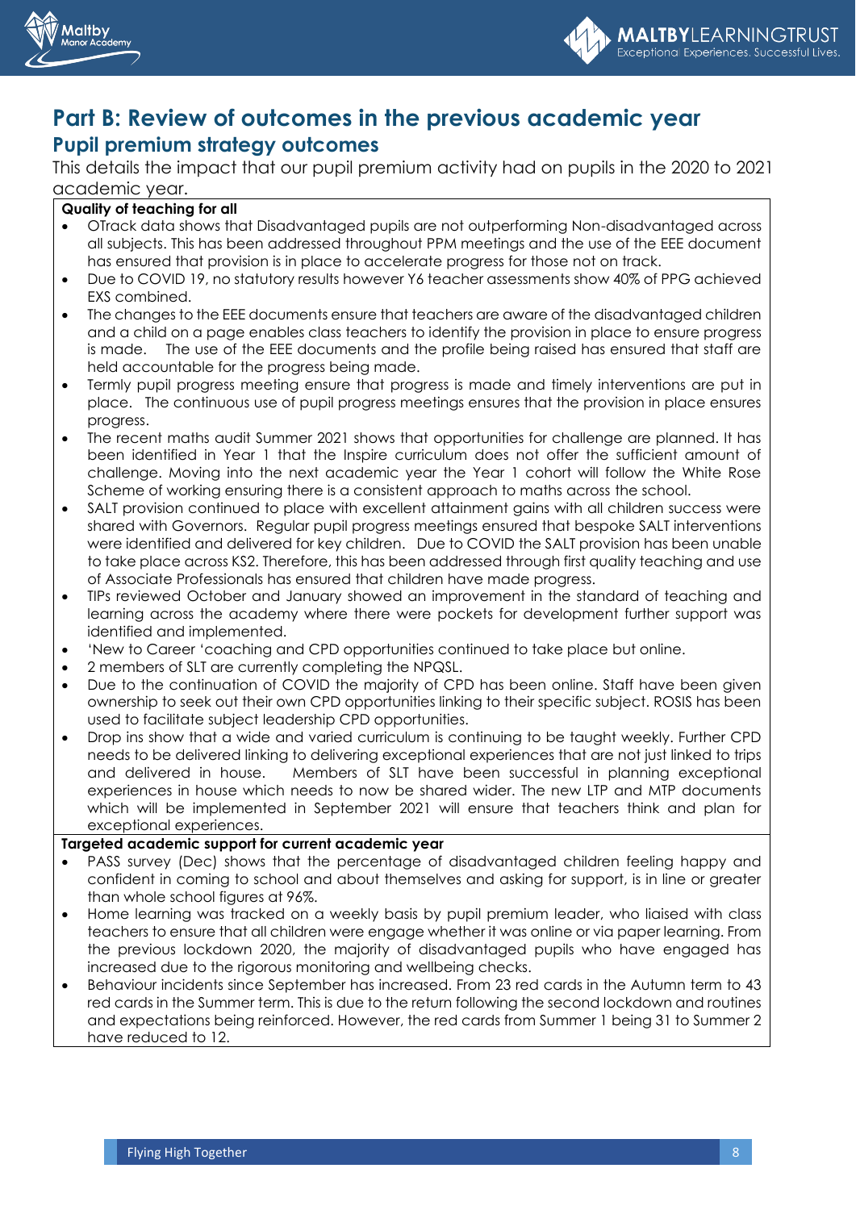## Part B: Review of outcomes in the previous academic year

### Pupil premium strategy outcomes

This details the impact that our pupil premium activity had on pupils in the 2020 to 2021 academic year.

**Quality of teaching for all**

- OTrack data shows that Disadvantaged pupils are not outperforming Non-disadvantaged across all subjects. This has been addressed throughout PPM meetings and the use of the EEE document has ensured that provision is in place to accelerate progress for those not on track.
- Due to COVID 19, no statutory results however Y6 teacher assessments show 40% of PPG achieved EXS combined.
- The changes to the EEE documents ensure that teachers are aware of the disadvantaged children and a child on a page enables class teachers to identify the provision in place to ensure progress is made. The use of the EEE documents and the profile being raised has ensured that staff are held accountable for the progress being made.
- Termly pupil progress meeting ensure that progress is made and timely interventions are put in place. The continuous use of pupil progress meetings ensures that the provision in place ensures progress.
- The recent maths audit Summer 2021 shows that opportunities for challenge are planned. It has been identified in Year 1 that the Inspire curriculum does not offer the sufficient amount of challenge. Moving into the next academic year the Year 1 cohort will follow the White Rose Scheme of working ensuring there is a consistent approach to maths across the school.
- SALT provision continued to place with excellent attainment gains with all children success were shared with Governors. Regular pupil progress meetings ensured that bespoke SALT interventions were identified and delivered for key children. Due to COVID the SALT provision has been unable to take place across KS2. Therefore, this has been addressed through first quality teaching and use of Associate Professionals has ensured that children have made progress.
- TIPs reviewed October and January showed an improvement in the standard of teaching and learning across the academy where there were pockets for development further support was identified and implemented.
- 'New to Career 'coaching and CPD opportunities continued to take place but online.
- 2 members of SLT are currently completing the NPQSL.
- Due to the continuation of COVID the majority of CPD has been online. Staff have been given ownership to seek out their own CPD opportunities linking to their specific subject. ROSIS has been used to facilitate subject leadership CPD opportunities.
- Drop ins show that a wide and varied curriculum is continuing to be taught weekly. Further CPD needs to be delivered linking to delivering exceptional experiences that are not just linked to trips and delivered in house. Members of SLT have been successful in planning exceptional experiences in house which needs to now be shared wider. The new LTP and MTP documents which will be implemented in September 2021 will ensure that teachers think and plan for exceptional experiences.

**Targeted academic support for current academic year**

- PASS survey (Dec) shows that the percentage of disadvantaged children feeling happy and confident in coming to school and about themselves and asking for support, is in line or greater than whole school figures at 96%.
- Home learning was tracked on a weekly basis by pupil premium leader, who liaised with class teachers to ensure that all children were engage whether it was online or via paper learning. From the previous lockdown 2020, the majority of disadvantaged pupils who have engaged has increased due to the rigorous monitoring and wellbeing checks.
- Behaviour incidents since September has increased. From 23 red cards in the Autumn term to 43 red cards in the Summer term. This is due to the return following the second lockdown and routines and expectations being reinforced. However, the red cards from Summer 1 being 31 to Summer 2 have reduced to 12.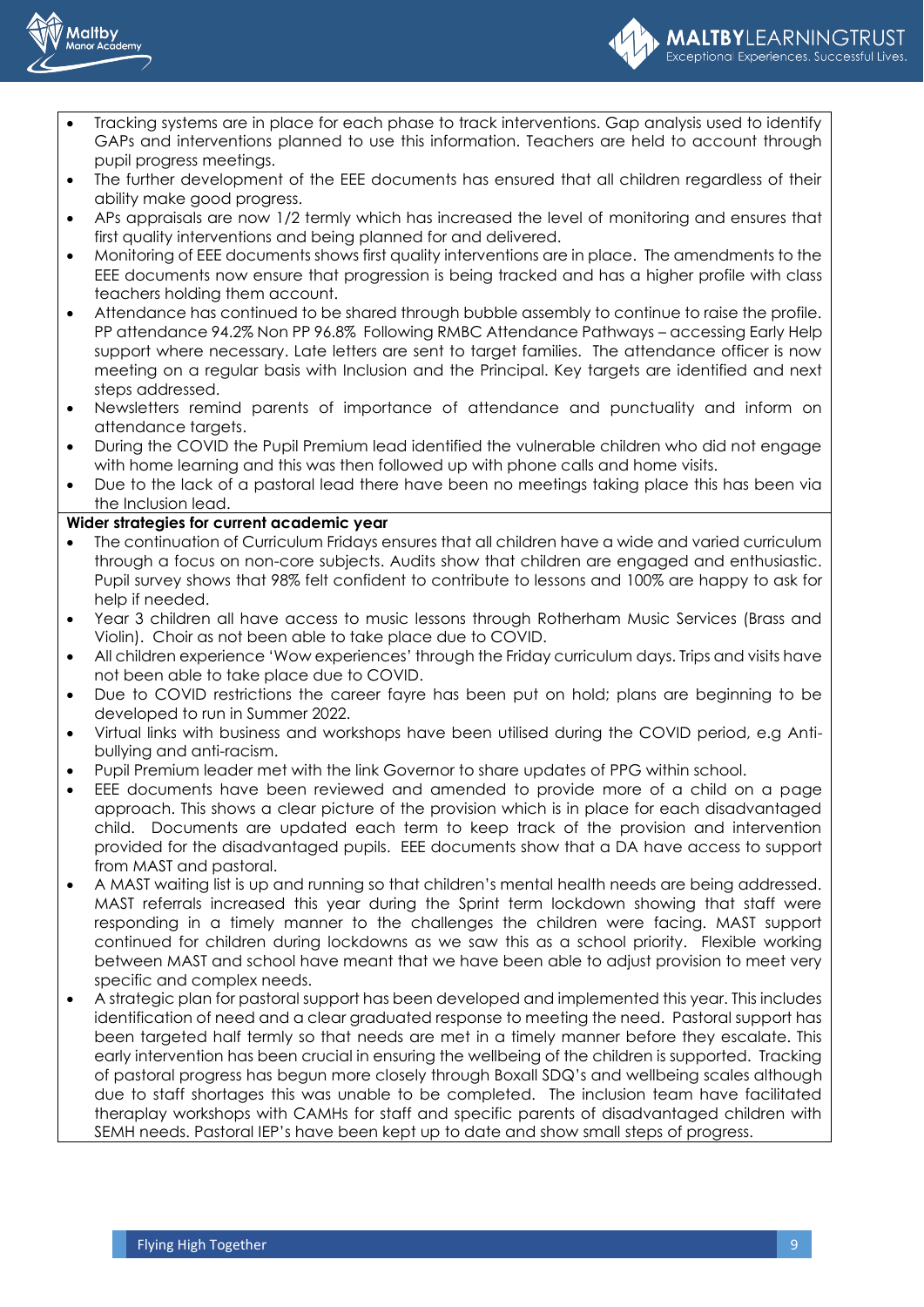- Tracking systems are in place for each phase to track interventions. Gap analysis used to identify GAPs and interventions planned to use this information. Teachers are held to account through pupil progress meetings.
- The further development of the EEE documents has ensured that all children regardless of their ability make good progress.
- APs appraisals are now 1/2 termly which has increased the level of monitoring and ensures that first quality interventions and being planned for and delivered.
- Monitoring of EEE documents shows first quality interventions are in place. The amendments to the EEE documents now ensure that progression is being tracked and has a higher profile with class teachers holding them account.
- Attendance has continued to be shared through bubble assembly to continue to raise the profile. PP attendance 94.2% Non PP 96.8% Following RMBC Attendance Pathways – accessing Early Help support where necessary. Late letters are sent to target families. The attendance officer is now meeting on a regular basis with Inclusion and the Principal. Key targets are identified and next steps addressed.
- Newsletters remind parents of importance of attendance and punctuality and inform on attendance targets.
- During the COVID the Pupil Premium lead identified the vulnerable children who did not engage with home learning and this was then followed up with phone calls and home visits.
- Due to the lack of a pastoral lead there have been no meetings taking place this has been via the Inclusion lead.

**Wider strategies for current academic year**

- The continuation of Curriculum Fridays ensures that all children have a wide and varied curriculum through a focus on non-core subjects. Audits show that children are engaged and enthusiastic. Pupil survey shows that 98% felt confident to contribute to lessons and 100% are happy to ask for help if needed.
- Year 3 children all have access to music lessons through Rotherham Music Services (Brass and Violin). Choir as not been able to take place due to COVID.
- All children experience 'Wow experiences' through the Friday curriculum days. Trips and visits have not been able to take place due to COVID.
- Due to COVID restrictions the career fayre has been put on hold; plans are beginning to be developed to run in Summer 2022.
- Virtual links with business and workshops have been utilised during the COVID period, e.g Anti-bullying and anti-racism.
- Pupil Premium leader met with the link Governor to share updates of PPG within school.
- EEE documents have been reviewed and amended to provide more of a child on a page approach. This shows a clear picture of the provision which is in place for each disadvantaged child. Documents are updated each term to keep track of the provision and intervention provided for the disadvantaged pupils. EEE documents show that a DA have access to support from MAST and pastoral.
- A MAST waiting list is up and running so that children's mental health needs are being addressed. MAST referrals increased this year during the Sprint term lockdown showing that staff were responding in a timely manner to the challenges the children were facing. MAST support continued for children during lockdowns as we saw this as a school priority. Flexible working between MAST and school have meant that we have been able to adjust provision to meet very specific and complex needs.
- A strategic plan for pastoral support has been developed and implemented this year. This includes identification of need and a clear graduated response to meeting the need. Pastoral support has been targeted half termly so that needs are met in a timely manner before they escalate. This early intervention has been crucial in ensuring the wellbeing of the children is supported. Tracking of pastoral progress has begun more closely through Boxall SDQ's and wellbeing scales although due to staff shortages this was unable to be completed. The inclusion team have facilitated theraplay workshops with CAMHs for staff and specific parents of disadvantaged children with SEMH needs. Pastoral IEP's have been kept up to date and show small steps of progress.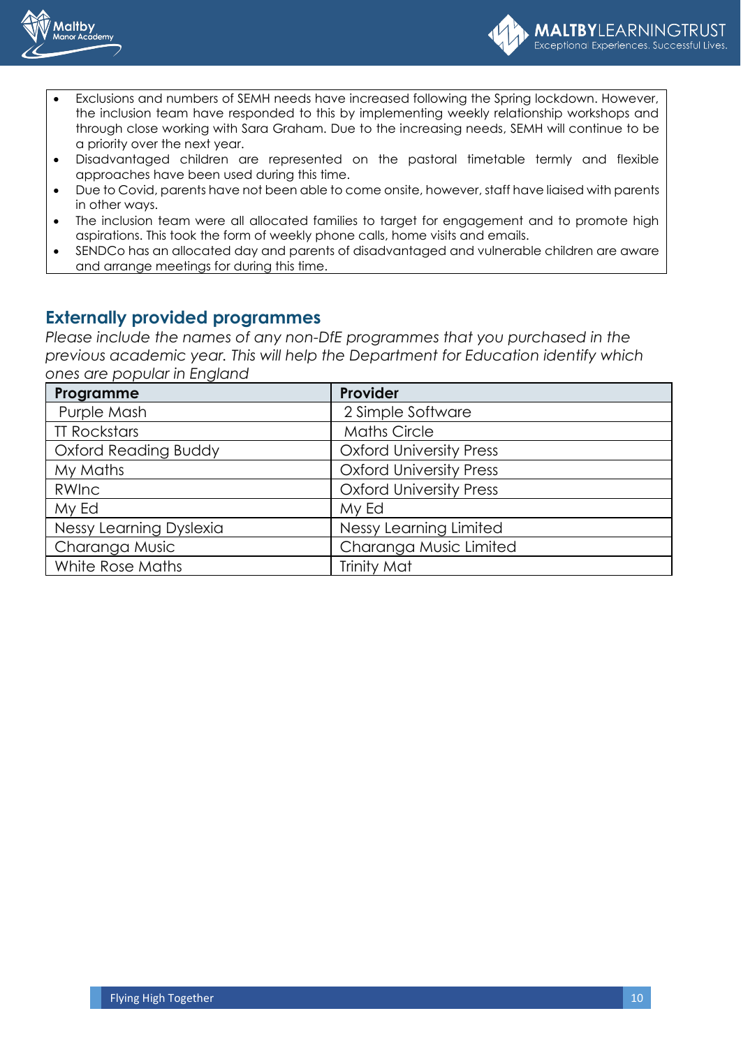- Exclusions and numbers of SEMH needs have increased following the Spring lockdown. However, the inclusion team have responded to this by implementing weekly relationship workshops and through close working with Sara Graham. Due to the increasing needs, SEMH will continue to be a priority over the next year.
- Disadvantaged children are represented on the pastoral timetable termly and flexible approaches have been used during this time.
- Due to Covid, parents have not been able to come onsite, however, staff have liaised with parents in other ways.
- The inclusion team were all allocated families to target for engagement and to promote high aspirations. This took the form of weekly phone calls, home visits and emails.
- SENDCo has an allocated day and parents of disadvantaged and vulnerable children are aware and arrange meetings for during this time.

## Externally provided programmes

*Please include the names of any non-DfE programmes that you purchased in the previous academic year. This will help the Department for Education identify which ones are popular in England*

| Programme | Provider |
|---|---|
| Purple Mash | 2 Simple Software |
| TT Rockstars | Maths Circle |
| Oxford Reading Buddy | Oxford University Press |
| My Maths | Oxford University Press |
| RWInc | Oxford University Press |
| My Ed | My Ed |
| Nessy Learning Dyslexia | Nessy Learning Limited |
| Charanga Music | Charanga Music Limited |
| White Rose Maths | Trinity Mat |